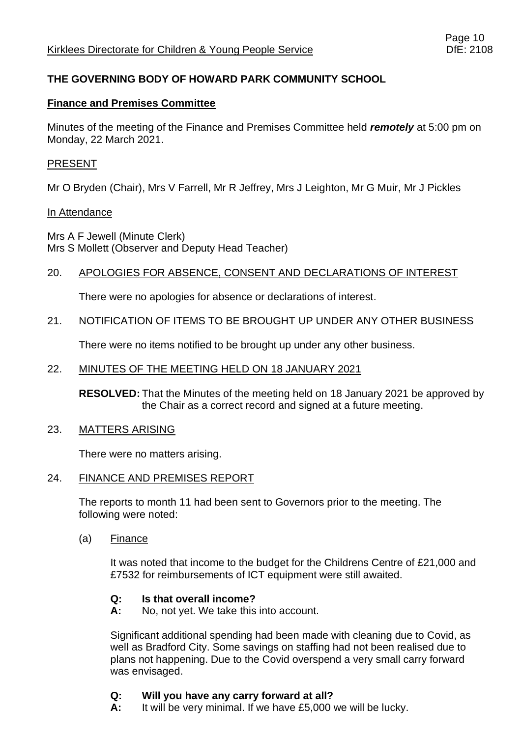**THE GOVERNING BODY OF HOWARD PARK COMMUNITY SCHOOL**

**Finance and Premises Committee**

Minutes of the meeting of the Finance and Premises Committee held ***remotely*** at 5:00 pm on Monday, 22 March 2021.

PRESENT

Mr O Bryden (Chair), Mrs V Farrell, Mr R Jeffrey, Mrs J Leighton, Mr G Muir, Mr J Pickles

In Attendance

Mrs A F Jewell (Minute Clerk)
Mrs S Mollett (Observer and Deputy Head Teacher)

20. APOLOGIES FOR ABSENCE, CONSENT AND DECLARATIONS OF INTEREST

There were no apologies for absence or declarations of interest.

21. NOTIFICATION OF ITEMS TO BE BROUGHT UP UNDER ANY OTHER BUSINESS

There were no items notified to be brought up under any other business.

22. MINUTES OF THE MEETING HELD ON 18 JANUARY 2021

**RESOLVED:** That the Minutes of the meeting held on 18 January 2021 be approved by the Chair as a correct record and signed at a future meeting.

23. MATTERS ARISING

There were no matters arising.

24. FINANCE AND PREMISES REPORT

The reports to month 11 had been sent to Governors prior to the meeting. The following were noted:

(a) Finance

It was noted that income to the budget for the Childrens Centre of £21,000 and £7532 for reimbursements of ICT equipment were still awaited.

**Q: Is that overall income?**
**A:** No, not yet. We take this into account.

Significant additional spending had been made with cleaning due to Covid, as well as Bradford City. Some savings on staffing had not been realised due to plans not happening. Due to the Covid overspend a very small carry forward was envisaged.

**Q: Will you have any carry forward at all?**
**A:** It will be very minimal. If we have £5,000 we will be lucky.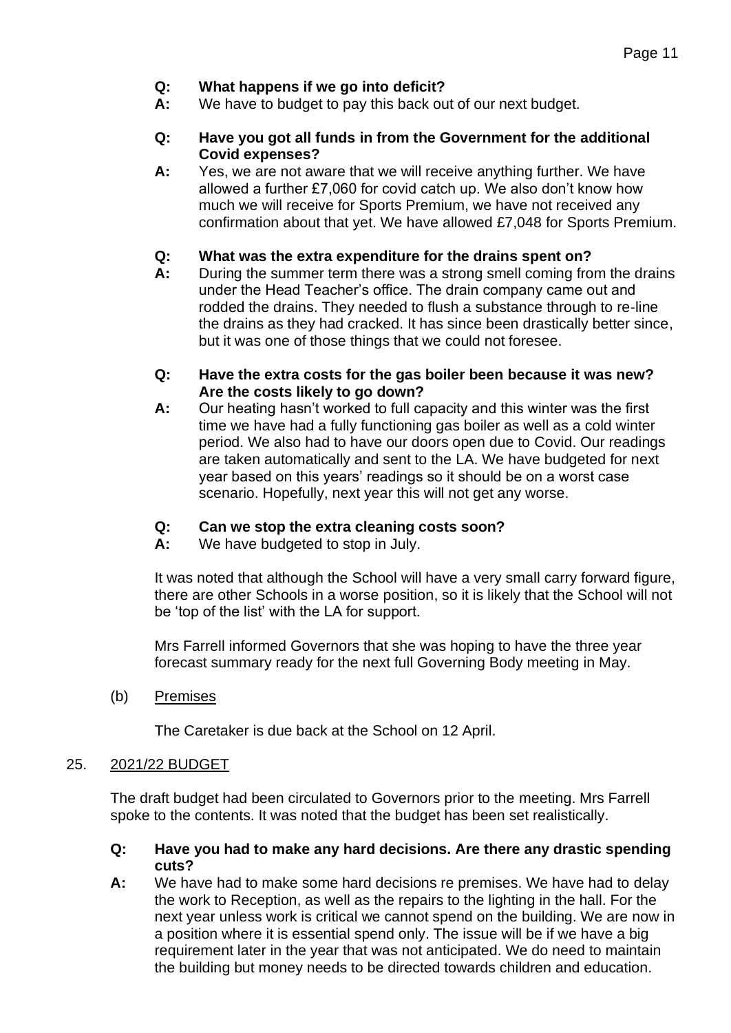**Q: What happens if we go into deficit?**
**A:** We have to budget to pay this back out of our next budget.

**Q: Have you got all funds in from the Government for the additional Covid expenses?**
**A:** Yes, we are not aware that we will receive anything further. We have allowed a further £7,060 for covid catch up. We also don't know how much we will receive for Sports Premium, we have not received any confirmation about that yet. We have allowed £7,048 for Sports Premium.

**Q: What was the extra expenditure for the drains spent on?**
**A:** During the summer term there was a strong smell coming from the drains under the Head Teacher's office. The drain company came out and rodded the drains. They needed to flush a substance through to re-line the drains as they had cracked. It has since been drastically better since, but it was one of those things that we could not foresee.

**Q: Have the extra costs for the gas boiler been because it was new? Are the costs likely to go down?**
**A:** Our heating hasn't worked to full capacity and this winter was the first time we have had a fully functioning gas boiler as well as a cold winter period. We also had to have our doors open due to Covid. Our readings are taken automatically and sent to the LA. We have budgeted for next year based on this years' readings so it should be on a worst case scenario. Hopefully, next year this will not get any worse.

**Q: Can we stop the extra cleaning costs soon?**
**A:** We have budgeted to stop in July.

It was noted that although the School will have a very small carry forward figure, there are other Schools in a worse position, so it is likely that the School will not be 'top of the list' with the LA for support.

Mrs Farrell informed Governors that she was hoping to have the three year forecast summary ready for the next full Governing Body meeting in May.

(b) Premises

The Caretaker is due back at the School on 12 April.

25. 2021/22 BUDGET

The draft budget had been circulated to Governors prior to the meeting. Mrs Farrell spoke to the contents. It was noted that the budget has been set realistically.

**Q: Have you had to make any hard decisions. Are there any drastic spending cuts?**
**A:** We have had to make some hard decisions re premises. We have had to delay the work to Reception, as well as the repairs to the lighting in the hall. For the next year unless work is critical we cannot spend on the building. We are now in a position where it is essential spend only. The issue will be if we have a big requirement later in the year that was not anticipated. We do need to maintain the building but money needs to be directed towards children and education.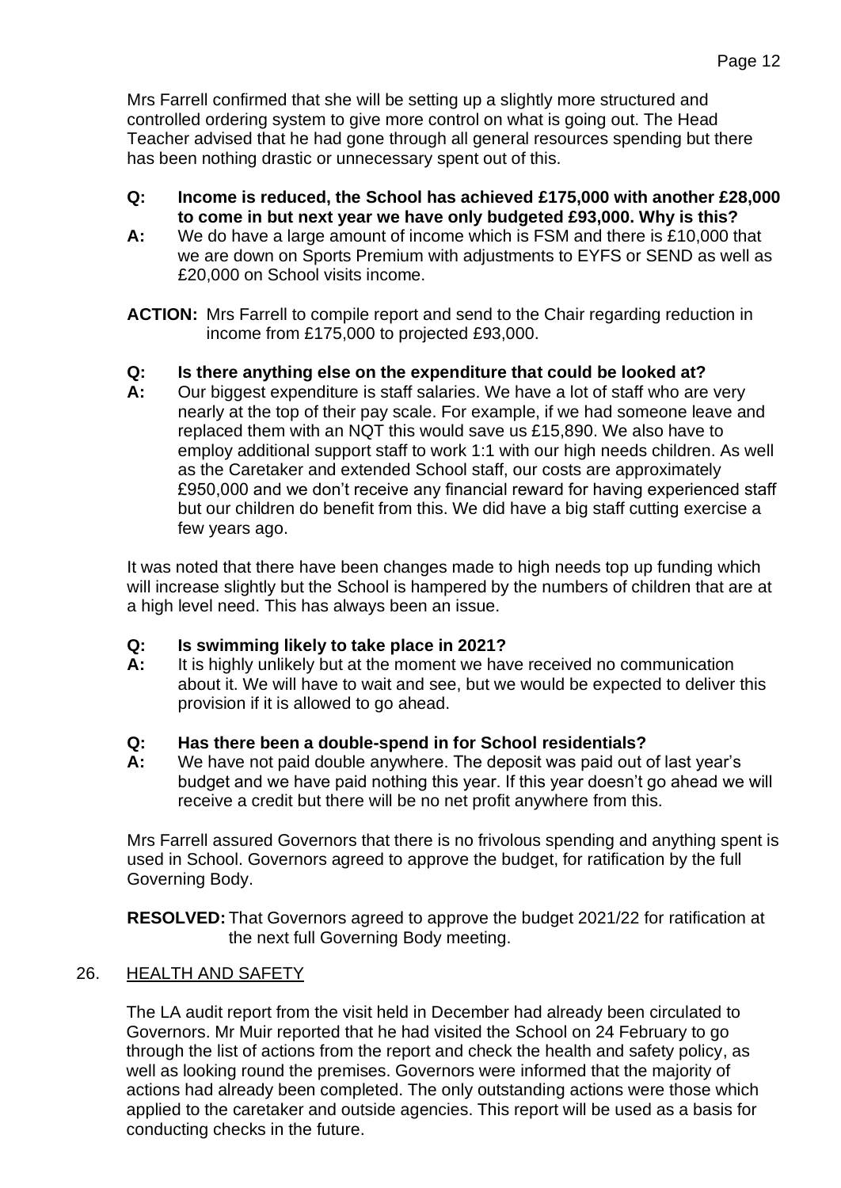Mrs Farrell confirmed that she will be setting up a slightly more structured and controlled ordering system to give more control on what is going out. The Head Teacher advised that he had gone through all general resources spending but there has been nothing drastic or unnecessary spent out of this.

**Q: Income is reduced, the School has achieved £175,000 with another £28,000 to come in but next year we have only budgeted £93,000. Why is this?**

**A:** We do have a large amount of income which is FSM and there is £10,000 that we are down on Sports Premium with adjustments to EYFS or SEND as well as £20,000 on School visits income.

**ACTION:** Mrs Farrell to compile report and send to the Chair regarding reduction in income from £175,000 to projected £93,000.

**Q: Is there anything else on the expenditure that could be looked at?**

**A:** Our biggest expenditure is staff salaries. We have a lot of staff who are very nearly at the top of their pay scale. For example, if we had someone leave and replaced them with an NQT this would save us £15,890. We also have to employ additional support staff to work 1:1 with our high needs children. As well as the Caretaker and extended School staff, our costs are approximately £950,000 and we don't receive any financial reward for having experienced staff but our children do benefit from this. We did have a big staff cutting exercise a few years ago.

It was noted that there have been changes made to high needs top up funding which will increase slightly but the School is hampered by the numbers of children that are at a high level need. This has always been an issue.

**Q: Is swimming likely to take place in 2021?**

**A:** It is highly unlikely but at the moment we have received no communication about it. We will have to wait and see, but we would be expected to deliver this provision if it is allowed to go ahead.

**Q: Has there been a double-spend in for School residentials?**

**A:** We have not paid double anywhere. The deposit was paid out of last year's budget and we have paid nothing this year. If this year doesn't go ahead we will receive a credit but there will be no net profit anywhere from this.

Mrs Farrell assured Governors that there is no frivolous spending and anything spent is used in School. Governors agreed to approve the budget, for ratification by the full Governing Body.

**RESOLVED:** That Governors agreed to approve the budget 2021/22 for ratification at the next full Governing Body meeting.

## 26. HEALTH AND SAFETY

The LA audit report from the visit held in December had already been circulated to Governors. Mr Muir reported that he had visited the School on 24 February to go through the list of actions from the report and check the health and safety policy, as well as looking round the premises. Governors were informed that the majority of actions had already been completed. The only outstanding actions were those which applied to the caretaker and outside agencies. This report will be used as a basis for conducting checks in the future.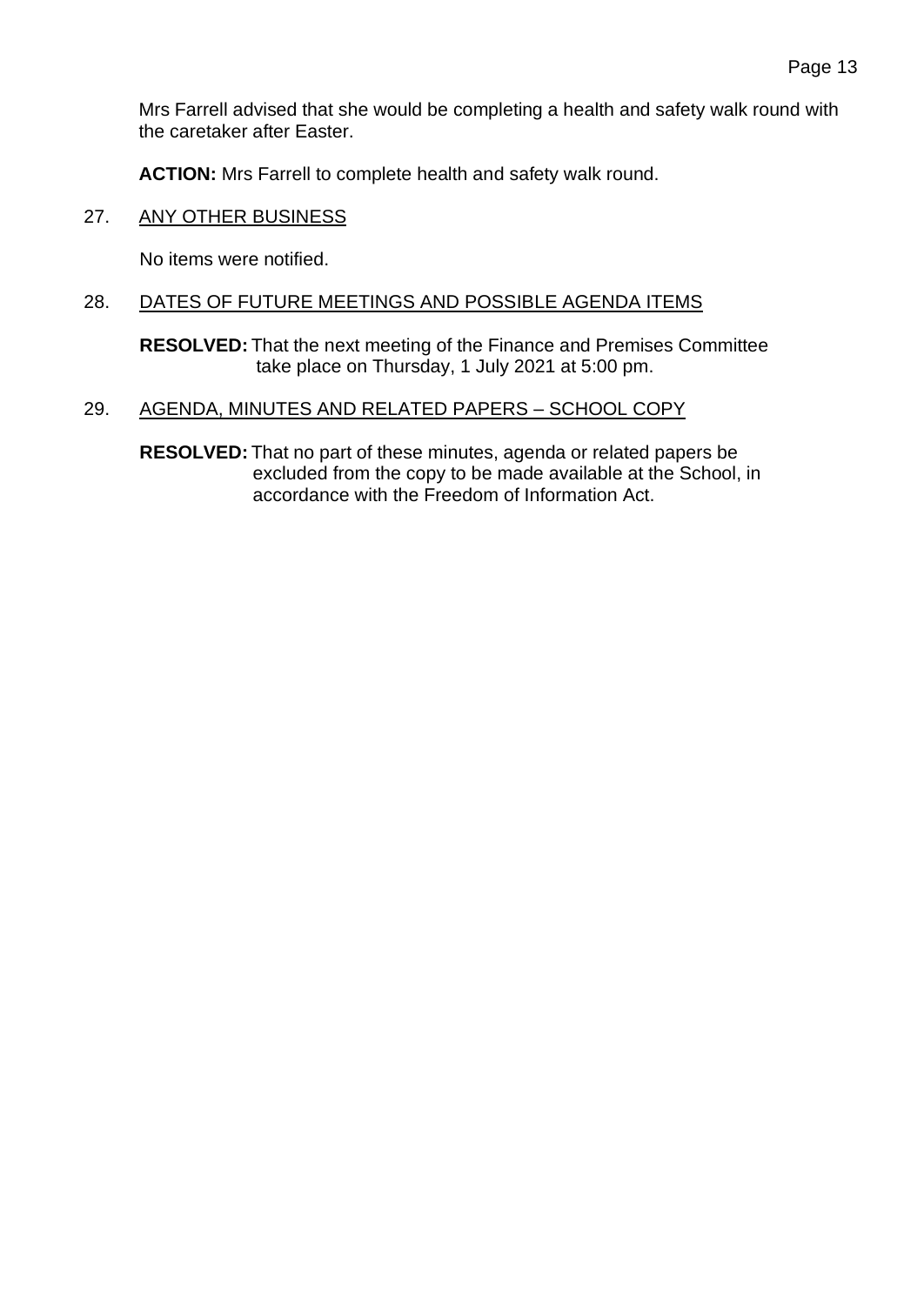Mrs Farrell advised that she would be completing a health and safety walk round with the caretaker after Easter.

**ACTION:** Mrs Farrell to complete health and safety walk round.

27. ANY OTHER BUSINESS

No items were notified.

28. DATES OF FUTURE MEETINGS AND POSSIBLE AGENDA ITEMS

**RESOLVED:** That the next meeting of the Finance and Premises Committee take place on Thursday, 1 July 2021 at 5:00 pm.

29. AGENDA, MINUTES AND RELATED PAPERS – SCHOOL COPY

**RESOLVED:** That no part of these minutes, agenda or related papers be excluded from the copy to be made available at the School, in accordance with the Freedom of Information Act.